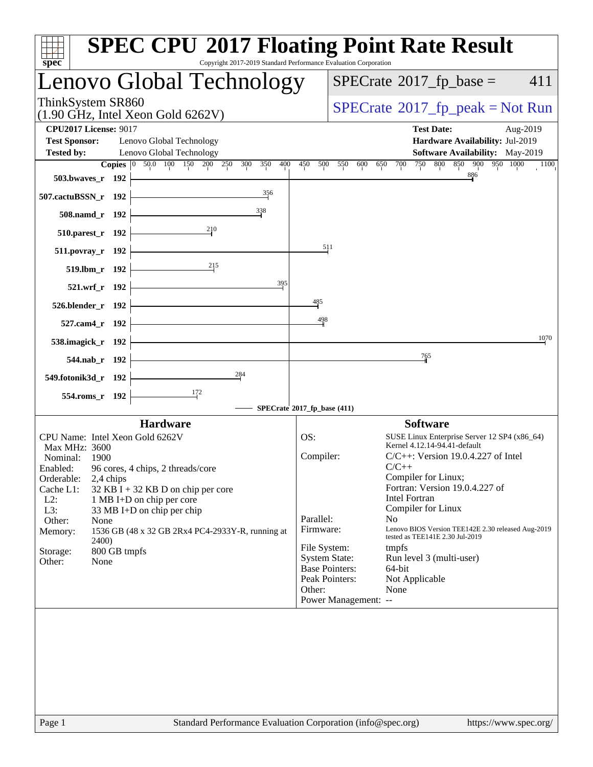# SPEC CPU 2017 Floating Point Rate Result

Copyright 2017-2019 Standard Performance Evaluation Corporation

## Lenovo Global Technology

ThinkSystem SR860
(1.90 GHz, Intel Xeon Gold 6262V)

SPECrate 2017_fp_base = 411

SPECrate 2017_fp_peak = Not Run

**CPU2017 License:** 9017
**Test Sponsor:** Lenovo Global Technology
**Tested by:** Lenovo Global Technology

**Test Date:** Aug-2019
**Hardware Availability:** Jul-2019
**Software Availability:** May-2019

| Benchmark | Copies | Base |
|---|---|---|
| 503.bwaves_r | 192 | 886 |
| 507.cactuBSSN_r | 192 | 356 |
| 508.namd_r | 192 | 338 |
| 510.parest_r | 192 | 210 |
| 511.povray_r | 192 | 511 |
| 519.lbm_r | 192 | 215 |
| 521.wrf_r | 192 | 395 |
| 526.blender_r | 192 | 485 |
| 527.cam4_r | 192 | 498 |
| 538.imagick_r | 192 | 1070 |
| 544.nab_r | 192 | 765 |
| 549.fotonik3d_r | 192 | 284 |
| 554.roms_r | 192 | 172 |

SPECrate 2017_fp_base (411)

### Hardware

CPU Name: Intel Xeon Gold 6262V
Max MHz: 3600
Nominal: 1900
Enabled: 96 cores, 4 chips, 2 threads/core
Orderable: 2,4 chips
Cache L1: 32 KB I + 32 KB D on chip per core
L2: 1 MB I+D on chip per core
L3: 33 MB I+D on chip per chip
Other: None
Memory: 1536 GB (48 x 32 GB 2Rx4 PC4-2933Y-R, running at 2400)
Storage: 800 GB tmpfs
Other: None

### Software

OS: SUSE Linux Enterprise Server 12 SP4 (x86_64) Kernel 4.12.14-94.41-default
Compiler: C/C++: Version 19.0.4.227 of Intel C/C++ Compiler for Linux; Fortran: Version 19.0.4.227 of Intel Fortran Compiler for Linux
Parallel: No
Firmware: Lenovo BIOS Version TEE142E 2.30 released Aug-2019 tested as TEE141E 2.30 Jul-2019
File System: tmpfs
System State: Run level 3 (multi-user)
Base Pointers: 64-bit
Peak Pointers: Not Applicable
Other: None
Power Management: --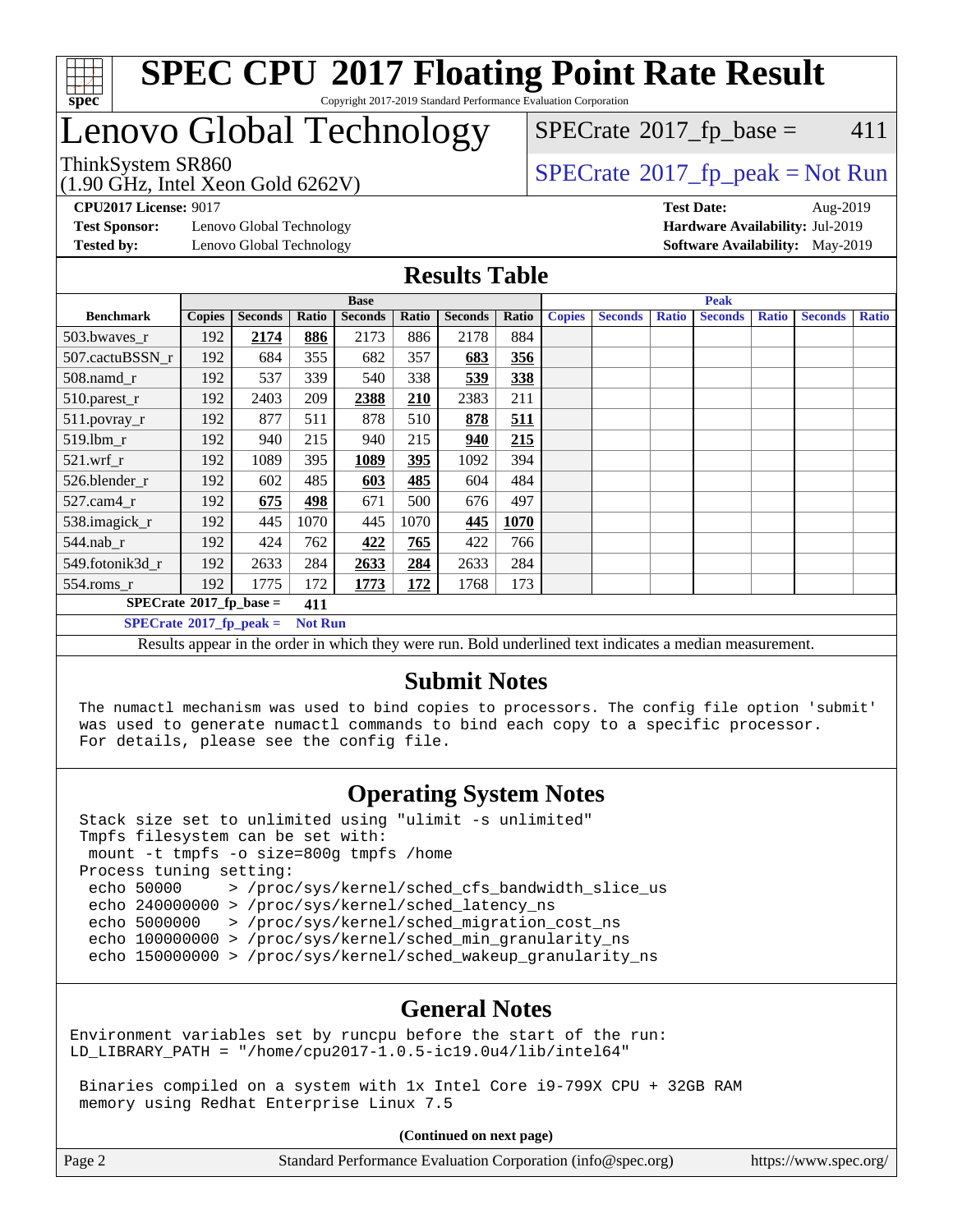# SPEC CPU 2017 Floating Point Rate Result

Copyright 2017-2019 Standard Performance Evaluation Corporation

## Lenovo Global Technology

ThinkSystem SR860
(1.90 GHz, Intel Xeon Gold 6262V)

SPECrate 2017_fp_base = 411

SPECrate 2017_fp_peak = Not Run

**CPU2017 License:** 9017
**Test Sponsor:** Lenovo Global Technology
**Tested by:** Lenovo Global Technology

**Test Date:** Aug-2019
**Hardware Availability:** Jul-2019
**Software Availability:** May-2019

## Results Table

| Benchmark | Base | | | | | | | Peak | | | | | | |
|---|---|---|---|---|---|---|---|---|---|---|---|---|---|---|
| | Copies | Seconds | Ratio | Seconds | Ratio | Seconds | Ratio | Copies | Seconds | Ratio | Seconds | Ratio | Seconds | Ratio |
| 503.bwaves_r | 192 | **2174** | **886** | 2173 | 886 | 2178 | 884 | | | | | | | |
| 507.cactuBSSN_r | 192 | 684 | 355 | 682 | 357 | **683** | **356** | | | | | | | |
| 508.namd_r | 192 | 537 | 339 | 540 | 338 | **539** | **338** | | | | | | | |
| 510.parest_r | 192 | 2403 | 209 | **2388** | **210** | 2383 | 211 | | | | | | | |
| 511.povray_r | 192 | 877 | 511 | 878 | 510 | **878** | **511** | | | | | | | |
| 519.lbm_r | 192 | 940 | 215 | 940 | 215 | **940** | **215** | | | | | | | |
| 521.wrf_r | 192 | 1089 | 395 | **1089** | **395** | 1092 | 394 | | | | | | | |
| 526.blender_r | 192 | 602 | 485 | **603** | **485** | 604 | 484 | | | | | | | |
| 527.cam4_r | 192 | **675** | **498** | 671 | 500 | 676 | 497 | | | | | | | |
| 538.imagick_r | 192 | 445 | 1070 | 445 | 1070 | **445** | **1070** | | | | | | | |
| 544.nab_r | 192 | 424 | 762 | **422** | **765** | 422 | 766 | | | | | | | |
| 549.fotonik3d_r | 192 | 2633 | 284 | **2633** | **284** | 2633 | 284 | | | | | | | |
| 554.roms_r | 192 | 1775 | 172 | **1773** | **172** | 1768 | 173 | | | | | | | |

**SPECrate 2017_fp_base = 411**

**SPECrate 2017_fp_peak = Not Run**

Results appear in the order in which they were run. Bold underlined text indicates a median measurement.

## Submit Notes

```
The numactl mechanism was used to bind copies to processors. The config file option 'submit'
was used to generate numactl commands to bind each copy to a specific processor.
For details, please see the config file.
```

## Operating System Notes

```
Stack size set to unlimited using "ulimit -s unlimited"
Tmpfs filesystem can be set with:
 mount -t tmpfs -o size=800g tmpfs /home
Process tuning setting:
 echo 50000     > /proc/sys/kernel/sched_cfs_bandwidth_slice_us
 echo 240000000 > /proc/sys/kernel/sched_latency_ns
 echo 5000000   > /proc/sys/kernel/sched_migration_cost_ns
 echo 100000000 > /proc/sys/kernel/sched_min_granularity_ns
 echo 150000000 > /proc/sys/kernel/sched_wakeup_granularity_ns
```

## General Notes

```
Environment variables set by runcpu before the start of the run:
LD_LIBRARY_PATH = "/home/cpu2017-1.0.5-ic19.0u4/lib/intel64"

 Binaries compiled on a system with 1x Intel Core i9-799X CPU + 32GB RAM
 memory using Redhat Enterprise Linux 7.5
```

**(Continued on next page)**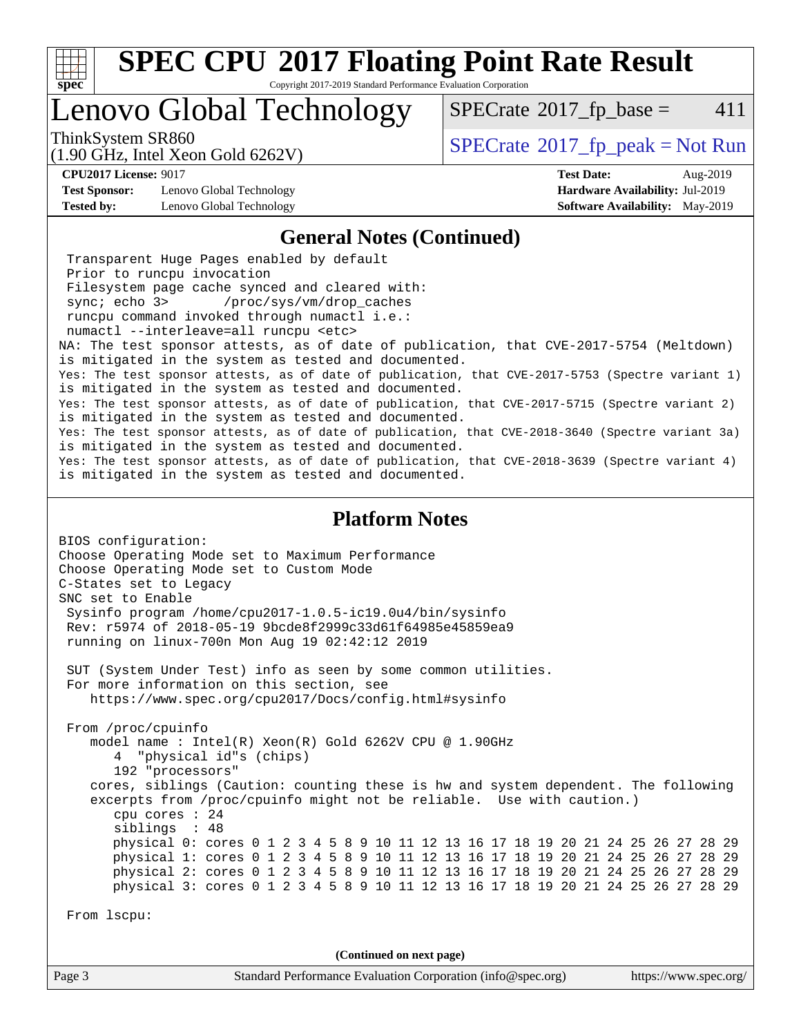# SPEC CPU 2017 Floating Point Rate Result

Copyright 2017-2019 Standard Performance Evaluation Corporation

## Lenovo Global Technology

ThinkSystem SR860
(1.90 GHz, Intel Xeon Gold 6262V)

SPECrate 2017_fp_base = 411

SPECrate 2017_fp_peak = Not Run

**CPU2017 License:** 9017
**Test Sponsor:** Lenovo Global Technology
**Tested by:** Lenovo Global Technology

**Test Date:** Aug-2019
**Hardware Availability:** Jul-2019
**Software Availability:** May-2019

## General Notes (Continued)

```
 Transparent Huge Pages enabled by default
 Prior to runcpu invocation
 Filesystem page cache synced and cleared with:
 sync; echo 3>       /proc/sys/vm/drop_caches
 runcpu command invoked through numactl i.e.:
 numactl --interleave=all runcpu <etc>
NA: The test sponsor attests, as of date of publication, that CVE-2017-5754 (Meltdown)
is mitigated in the system as tested and documented.
Yes: The test sponsor attests, as of date of publication, that CVE-2017-5753 (Spectre variant 1)
is mitigated in the system as tested and documented.
Yes: The test sponsor attests, as of date of publication, that CVE-2017-5715 (Spectre variant 2)
is mitigated in the system as tested and documented.
Yes: The test sponsor attests, as of date of publication, that CVE-2018-3640 (Spectre variant 3a)
is mitigated in the system as tested and documented.
Yes: The test sponsor attests, as of date of publication, that CVE-2018-3639 (Spectre variant 4)
is mitigated in the system as tested and documented.
```

## Platform Notes

```
BIOS configuration:
Choose Operating Mode set to Maximum Performance
Choose Operating Mode set to Custom Mode
C-States set to Legacy
SNC set to Enable
 Sysinfo program /home/cpu2017-1.0.5-ic19.0u4/bin/sysinfo
 Rev: r5974 of 2018-05-19 9bcde8f2999c33d61f64985e45859ea9
 running on linux-700n Mon Aug 19 02:42:12 2019

 SUT (System Under Test) info as seen by some common utilities.
 For more information on this section, see
    https://www.spec.org/cpu2017/Docs/config.html#sysinfo

 From /proc/cpuinfo
    model name : Intel(R) Xeon(R) Gold 6262V CPU @ 1.90GHz
       4  "physical id"s (chips)
       192 "processors"
    cores, siblings (Caution: counting these is hw and system dependent. The following
    excerpts from /proc/cpuinfo might not be reliable.  Use with caution.)
       cpu cores : 24
       siblings  : 48
       physical 0: cores 0 1 2 3 4 5 8 9 10 11 12 13 16 17 18 19 20 21 24 25 26 27 28 29
       physical 1: cores 0 1 2 3 4 5 8 9 10 11 12 13 16 17 18 19 20 21 24 25 26 27 28 29
       physical 2: cores 0 1 2 3 4 5 8 9 10 11 12 13 16 17 18 19 20 21 24 25 26 27 28 29
       physical 3: cores 0 1 2 3 4 5 8 9 10 11 12 13 16 17 18 19 20 21 24 25 26 27 28 29

 From lscpu:
```

(Continued on next page)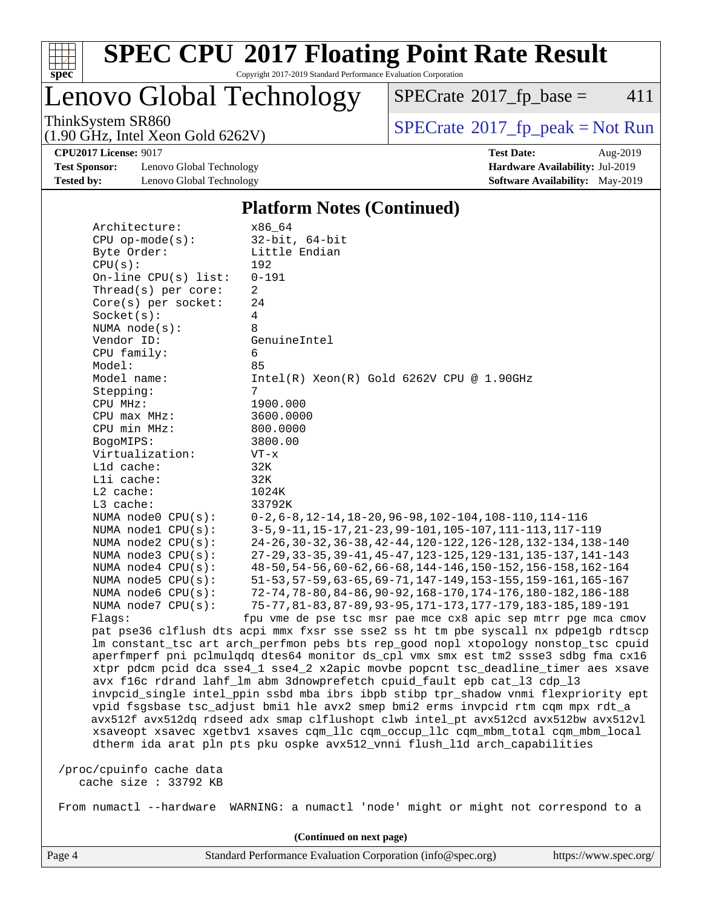## Platform Notes (Continued)

```
Architecture:          x86_64
CPU op-mode(s):        32-bit, 64-bit
Byte Order:            Little Endian
CPU(s):                192
On-line CPU(s) list:   0-191
Thread(s) per core:    2
Core(s) per socket:    24
Socket(s):             4
NUMA node(s):          8
Vendor ID:             GenuineIntel
CPU family:            6
Model:                 85
Model name:            Intel(R) Xeon(R) Gold 6262V CPU @ 1.90GHz
Stepping:              7
CPU MHz:               1900.000
CPU max MHz:           3600.0000
CPU min MHz:           800.0000
BogoMIPS:              3800.00
Virtualization:        VT-x
L1d cache:             32K
L1i cache:             32K
L2 cache:              1024K
L3 cache:              33792K
NUMA node0 CPU(s):     0-2,6-8,12-14,18-20,96-98,102-104,108-110,114-116
NUMA node1 CPU(s):     3-5,9-11,15-17,21-23,99-101,105-107,111-113,117-119
NUMA node2 CPU(s):     24-26,30-32,36-38,42-44,120-122,126-128,132-134,138-140
NUMA node3 CPU(s):     27-29,33-35,39-41,45-47,123-125,129-131,135-137,141-143
NUMA node4 CPU(s):     48-50,54-56,60-62,66-68,144-146,150-152,156-158,162-164
NUMA node5 CPU(s):     51-53,57-59,63-65,69-71,147-149,153-155,159-161,165-167
NUMA node6 CPU(s):     72-74,78-80,84-86,90-92,168-170,174-176,180-182,186-188
NUMA node7 CPU(s):     75-77,81-83,87-89,93-95,171-173,177-179,183-185,189-191
Flags:                 fpu vme de pse tsc msr pae mce cx8 apic sep mtrr pge mca cmov
pat pse36 clflush dts acpi mmx fxsr sse sse2 ss ht tm pbe syscall nx pdpe1gb rdtscp
lm constant_tsc art arch_perfmon pebs bts rep_good nopl xtopology nonstop_tsc cpuid
aperfmperf pni pclmulqdq dtes64 monitor ds_cpl vmx smx est tm2 ssse3 sdbg fma cx16
xtpr pdcm pcid dca sse4_1 sse4_2 x2apic movbe popcnt tsc_deadline_timer aes xsave
avx f16c rdrand lahf_lm abm 3dnowprefetch cpuid_fault epb cat_l3 cdp_l3
invpcid_single intel_ppin ssbd mba ibrs ibpb stibp tpr_shadow vnmi flexpriority ept
vpid fsgsbase tsc_adjust bmi1 hle avx2 smep bmi2 erms invpcid rtm cqm mpx rdt_a
avx512f avx512dq rdseed adx smap clflushopt clwb intel_pt avx512cd avx512bw avx512vl
xsaveopt xsavec xgetbv1 xsaves cqm_llc cqm_occup_llc cqm_mbm_total cqm_mbm_local
dtherm ida arat pln pts pku ospke avx512_vnni flush_l1d arch_capabilities

/proc/cpuinfo cache data
   cache size : 33792 KB

From numactl --hardware  WARNING: a numactl 'node' might or might not correspond to a
```

(Continued on next page)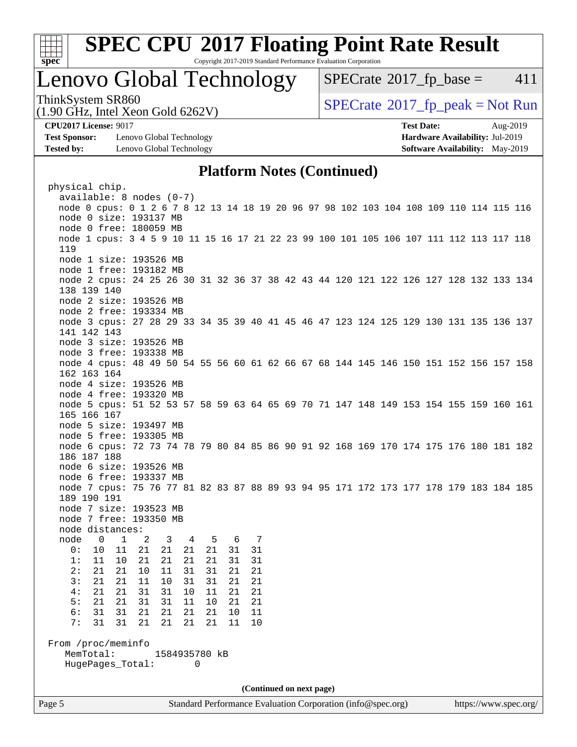# SPEC CPU 2017 Floating Point Rate Result

Copyright 2017-2019 Standard Performance Evaluation Corporation

## Lenovo Global Technology

ThinkSystem SR860
(1.90 GHz, Intel Xeon Gold 6262V)

SPECrate 2017_fp_base = 411

SPECrate 2017_fp_peak = Not Run

**CPU2017 License:** 9017
**Test Sponsor:** Lenovo Global Technology
**Tested by:** Lenovo Global Technology

**Test Date:** Aug-2019
**Hardware Availability:** Jul-2019
**Software Availability:** May-2019

### Platform Notes (Continued)

```
physical chip.
  available: 8 nodes (0-7)
  node 0 cpus: 0 1 2 6 7 8 12 13 14 18 19 20 96 97 98 102 103 104 108 109 110 114 115 116
  node 0 size: 193137 MB
  node 0 free: 180059 MB
  node 1 cpus: 3 4 5 9 10 11 15 16 17 21 22 23 99 100 101 105 106 107 111 112 113 117 118
  119
  node 1 size: 193526 MB
  node 1 free: 193182 MB
  node 2 cpus: 24 25 26 30 31 32 36 37 38 42 43 44 120 121 122 126 127 128 132 133 134
  138 139 140
  node 2 size: 193526 MB
  node 2 free: 193334 MB
  node 3 cpus: 27 28 29 33 34 35 39 40 41 45 46 47 123 124 125 129 130 131 135 136 137
  141 142 143
  node 3 size: 193526 MB
  node 3 free: 193338 MB
  node 4 cpus: 48 49 50 54 55 56 60 61 62 66 67 68 144 145 146 150 151 152 156 157 158
  162 163 164
  node 4 size: 193526 MB
  node 4 free: 193320 MB
  node 5 cpus: 51 52 53 57 58 59 63 64 65 69 70 71 147 148 149 153 154 155 159 160 161
  165 166 167
  node 5 size: 193497 MB
  node 5 free: 193305 MB
  node 6 cpus: 72 73 74 78 79 80 84 85 86 90 91 92 168 169 170 174 175 176 180 181 182
  186 187 188
  node 6 size: 193526 MB
  node 6 free: 193337 MB
  node 7 cpus: 75 76 77 81 82 83 87 88 89 93 94 95 171 172 173 177 178 179 183 184 185
  189 190 191
  node 7 size: 193523 MB
  node 7 free: 193350 MB
  node distances:
  node   0   1   2   3   4   5   6   7
    0:  10  11  21  21  21  21  31  31
    1:  11  10  21  21  21  21  31  31
    2:  21  21  10  11  31  31  21  21
    3:  21  21  11  10  31  31  21  21
    4:  21  21  31  31  10  11  21  21
    5:  21  21  31  31  11  10  21  21
    6:  31  31  21  21  21  21  10  11
    7:  31  31  21  21  21  21  11  10

From /proc/meminfo
   MemTotal:       1584935780 kB
   HugePages_Total:       0
```

(Continued on next page)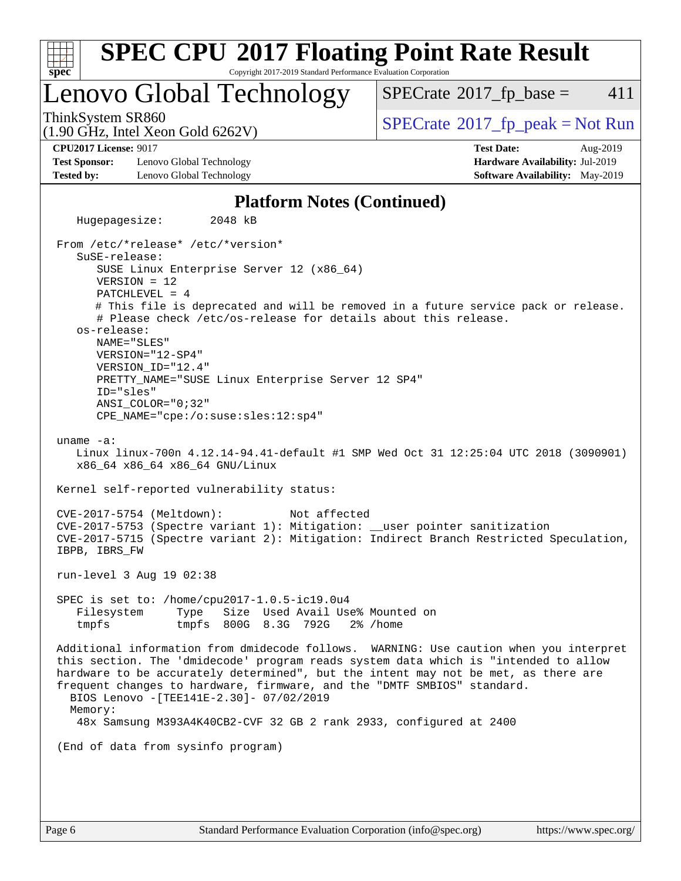## Platform Notes (Continued)

```
   Hugepagesize:        2048 kB

 From /etc/*release* /etc/*version*
   SuSE-release:
      SUSE Linux Enterprise Server 12 (x86_64)
      VERSION = 12
      PATCHLEVEL = 4
      # This file is deprecated and will be removed in a future service pack or release.
      # Please check /etc/os-release for details about this release.
   os-release:
      NAME="SLES"
      VERSION="12-SP4"
      VERSION_ID="12.4"
      PRETTY_NAME="SUSE Linux Enterprise Server 12 SP4"
      ID="sles"
      ANSI_COLOR="0;32"
      CPE_NAME="cpe:/o:suse:sles:12:sp4"

 uname -a:
    Linux linux-700n 4.12.14-94.41-default #1 SMP Wed Oct 31 12:25:04 UTC 2018 (3090901)
    x86_64 x86_64 x86_64 GNU/Linux

 Kernel self-reported vulnerability status:

 CVE-2017-5754 (Meltdown):          Not affected
 CVE-2017-5753 (Spectre variant 1): Mitigation: __user pointer sanitization
 CVE-2017-5715 (Spectre variant 2): Mitigation: Indirect Branch Restricted Speculation,
 IBPB, IBRS_FW

 run-level 3 Aug 19 02:38

 SPEC is set to: /home/cpu2017-1.0.5-ic19.0u4
    Filesystem     Type   Size  Used Avail Use% Mounted on
    tmpfs          tmpfs  800G  8.3G  792G   2% /home

 Additional information from dmidecode follows.  WARNING: Use caution when you interpret
 this section. The 'dmidecode' program reads system data which is "intended to allow
 hardware to be accurately determined", but the intent may not be met, as there are
 frequent changes to hardware, firmware, and the "DMTF SMBIOS" standard.
   BIOS Lenovo -[TEE141E-2.30]- 07/02/2019
   Memory:
     48x Samsung M393A4K40CB2-CVF 32 GB 2 rank 2933, configured at 2400

 (End of data from sysinfo program)
```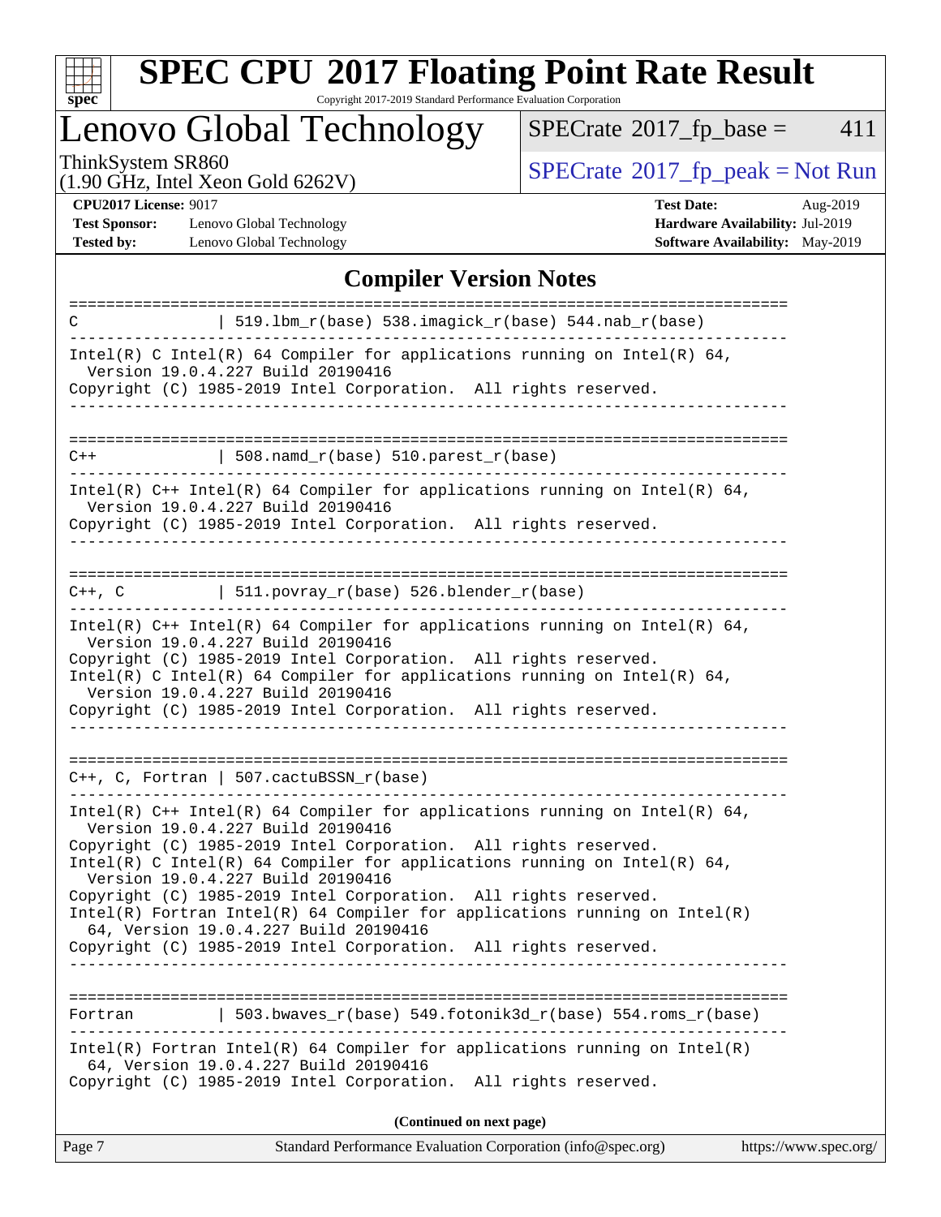## Compiler Version Notes

```
==============================================================================
C               | 519.lbm_r(base) 538.imagick_r(base) 544.nab_r(base)
------------------------------------------------------------------------------
Intel(R) C Intel(R) 64 Compiler for applications running on Intel(R) 64,
  Version 19.0.4.227 Build 20190416
Copyright (C) 1985-2019 Intel Corporation.  All rights reserved.
------------------------------------------------------------------------------

==============================================================================
C++             | 508.namd_r(base) 510.parest_r(base)
------------------------------------------------------------------------------
Intel(R) C++ Intel(R) 64 Compiler for applications running on Intel(R) 64,
  Version 19.0.4.227 Build 20190416
Copyright (C) 1985-2019 Intel Corporation.  All rights reserved.
------------------------------------------------------------------------------

==============================================================================
C++, C          | 511.povray_r(base) 526.blender_r(base)
------------------------------------------------------------------------------
Intel(R) C++ Intel(R) 64 Compiler for applications running on Intel(R) 64,
  Version 19.0.4.227 Build 20190416
Copyright (C) 1985-2019 Intel Corporation.  All rights reserved.
Intel(R) C Intel(R) 64 Compiler for applications running on Intel(R) 64,
  Version 19.0.4.227 Build 20190416
Copyright (C) 1985-2019 Intel Corporation.  All rights reserved.
------------------------------------------------------------------------------

==============================================================================
C++, C, Fortran | 507.cactuBSSN_r(base)
------------------------------------------------------------------------------
Intel(R) C++ Intel(R) 64 Compiler for applications running on Intel(R) 64,
  Version 19.0.4.227 Build 20190416
Copyright (C) 1985-2019 Intel Corporation.  All rights reserved.
Intel(R) C Intel(R) 64 Compiler for applications running on Intel(R) 64,
  Version 19.0.4.227 Build 20190416
Copyright (C) 1985-2019 Intel Corporation.  All rights reserved.
Intel(R) Fortran Intel(R) 64 Compiler for applications running on Intel(R)
  64, Version 19.0.4.227 Build 20190416
Copyright (C) 1985-2019 Intel Corporation.  All rights reserved.
------------------------------------------------------------------------------

==============================================================================
Fortran         | 503.bwaves_r(base) 549.fotonik3d_r(base) 554.roms_r(base)
------------------------------------------------------------------------------
Intel(R) Fortran Intel(R) 64 Compiler for applications running on Intel(R)
  64, Version 19.0.4.227 Build 20190416
Copyright (C) 1985-2019 Intel Corporation.  All rights reserved.
```

**(Continued on next page)**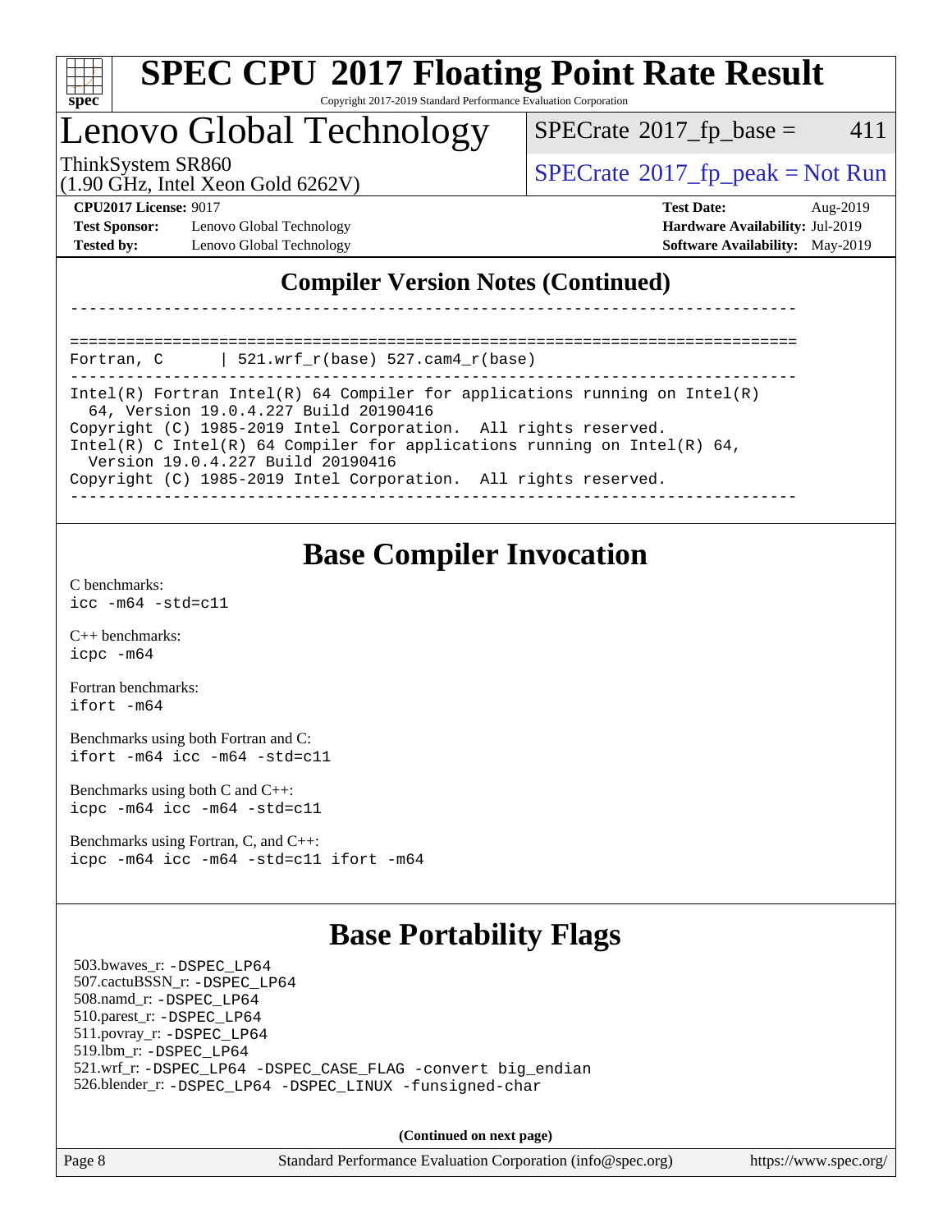## Compiler Version Notes (Continued)

```
------------------------------------------------------------------------------

==============================================================================
Fortran, C      | 521.wrf_r(base) 527.cam4_r(base)
------------------------------------------------------------------------------
Intel(R) Fortran Intel(R) 64 Compiler for applications running on Intel(R)
  64, Version 19.0.4.227 Build 20190416
Copyright (C) 1985-2019 Intel Corporation.  All rights reserved.
Intel(R) C Intel(R) 64 Compiler for applications running on Intel(R) 64,
  Version 19.0.4.227 Build 20190416
Copyright (C) 1985-2019 Intel Corporation.  All rights reserved.
------------------------------------------------------------------------------
```

## Base Compiler Invocation

C benchmarks:
`icc -m64 -std=c11`

C++ benchmarks:
`icpc -m64`

Fortran benchmarks:
`ifort -m64`

Benchmarks using both Fortran and C:
`ifort -m64 icc -m64 -std=c11`

Benchmarks using both C and C++:
`icpc -m64 icc -m64 -std=c11`

Benchmarks using Fortran, C, and C++:
`icpc -m64 icc -m64 -std=c11 ifort -m64`

## Base Portability Flags

503.bwaves_r: `-DSPEC_LP64`
507.cactuBSSN_r: `-DSPEC_LP64`
508.namd_r: `-DSPEC_LP64`
510.parest_r: `-DSPEC_LP64`
511.povray_r: `-DSPEC_LP64`
519.lbm_r: `-DSPEC_LP64`
521.wrf_r: `-DSPEC_LP64 -DSPEC_CASE_FLAG -convert big_endian`
526.blender_r: `-DSPEC_LP64 -DSPEC_LINUX -funsigned-char`

**(Continued on next page)**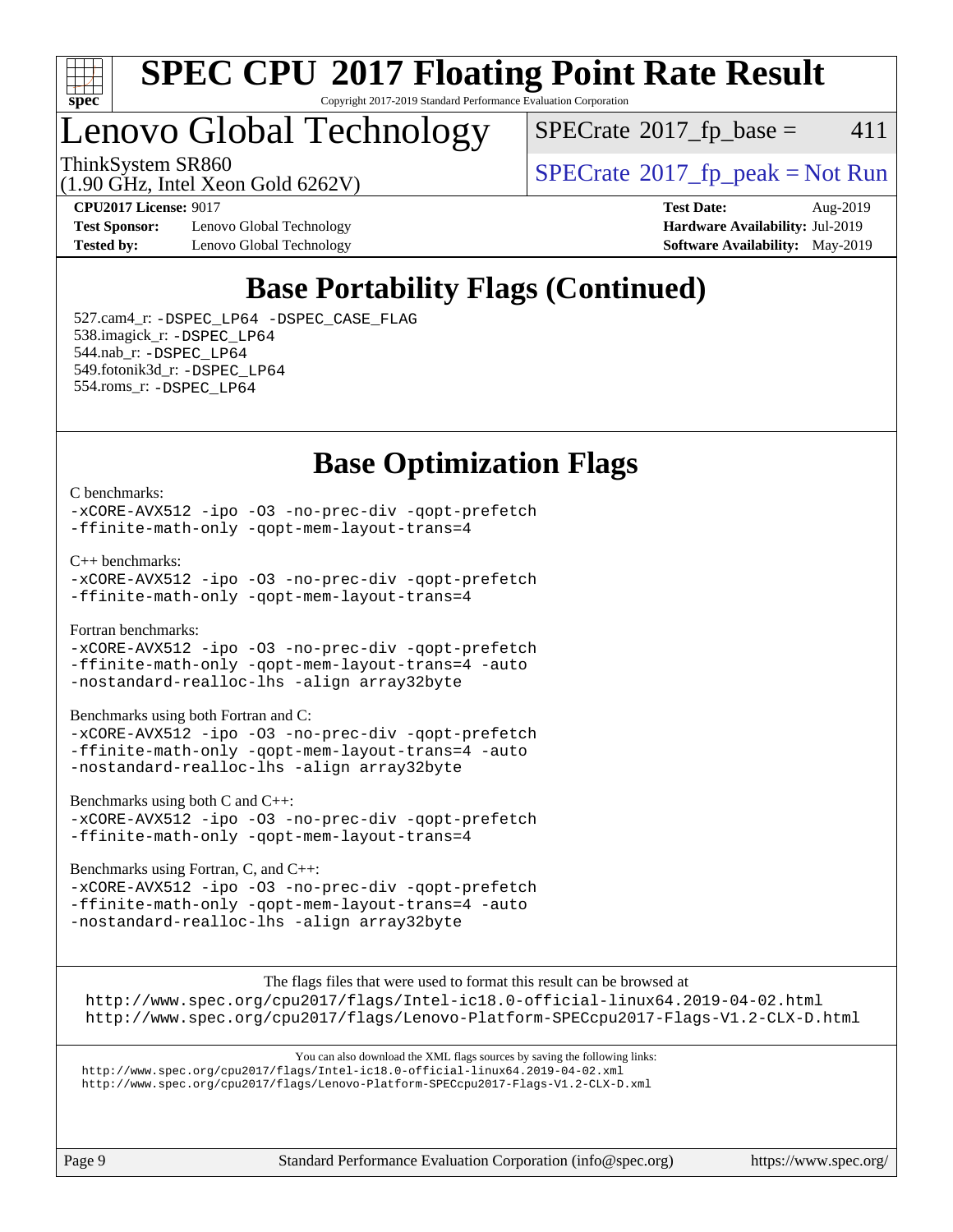# SPEC CPU 2017 Floating Point Rate Result

Copyright 2017-2019 Standard Performance Evaluation Corporation

## Lenovo Global Technology

ThinkSystem SR860
(1.90 GHz, Intel Xeon Gold 6262V)

SPECrate 2017_fp_base = 411

SPECrate 2017_fp_peak = Not Run

**CPU2017 License:** 9017
**Test Sponsor:** Lenovo Global Technology
**Tested by:** Lenovo Global Technology

**Test Date:** Aug-2019
**Hardware Availability:** Jul-2019
**Software Availability:** May-2019

## Base Portability Flags (Continued)

527.cam4_r: `-DSPEC_LP64 -DSPEC_CASE_FLAG`
538.imagick_r: `-DSPEC_LP64`
544.nab_r: `-DSPEC_LP64`
549.fotonik3d_r: `-DSPEC_LP64`
554.roms_r: `-DSPEC_LP64`

## Base Optimization Flags

C benchmarks:
```
-xCORE-AVX512 -ipo -O3 -no-prec-div -qopt-prefetch
-ffinite-math-only -qopt-mem-layout-trans=4
```

C++ benchmarks:
```
-xCORE-AVX512 -ipo -O3 -no-prec-div -qopt-prefetch
-ffinite-math-only -qopt-mem-layout-trans=4
```

Fortran benchmarks:
```
-xCORE-AVX512 -ipo -O3 -no-prec-div -qopt-prefetch
-ffinite-math-only -qopt-mem-layout-trans=4 -auto
-nostandard-realloc-lhs -align array32byte
```

Benchmarks using both Fortran and C:
```
-xCORE-AVX512 -ipo -O3 -no-prec-div -qopt-prefetch
-ffinite-math-only -qopt-mem-layout-trans=4 -auto
-nostandard-realloc-lhs -align array32byte
```

Benchmarks using both C and C++:
```
-xCORE-AVX512 -ipo -O3 -no-prec-div -qopt-prefetch
-ffinite-math-only -qopt-mem-layout-trans=4
```

Benchmarks using Fortran, C, and C++:
```
-xCORE-AVX512 -ipo -O3 -no-prec-div -qopt-prefetch
-ffinite-math-only -qopt-mem-layout-trans=4 -auto
-nostandard-realloc-lhs -align array32byte
```

The flags files that were used to format this result can be browsed at
http://www.spec.org/cpu2017/flags/Intel-ic18.0-official-linux64.2019-04-02.html
http://www.spec.org/cpu2017/flags/Lenovo-Platform-SPECcpu2017-Flags-V1.2-CLX-D.html

You can also download the XML flags sources by saving the following links:
http://www.spec.org/cpu2017/flags/Intel-ic18.0-official-linux64.2019-04-02.xml
http://www.spec.org/cpu2017/flags/Lenovo-Platform-SPECcpu2017-Flags-V1.2-CLX-D.xml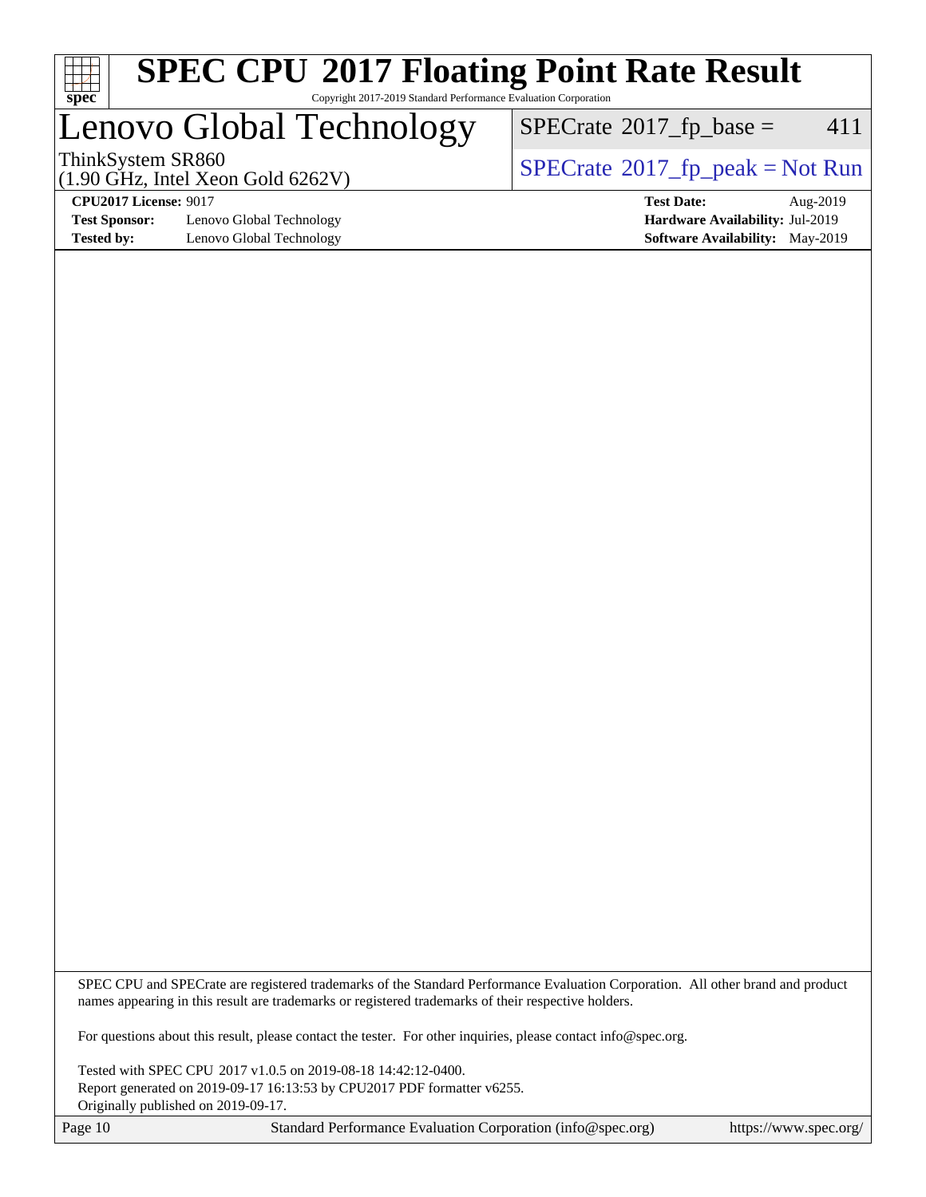SPEC CPU and SPECrate are registered trademarks of the Standard Performance Evaluation Corporation. All other brand and product names appearing in this result are trademarks or registered trademarks of their respective holders.

For questions about this result, please contact the tester. For other inquiries, please contact info@spec.org.

Tested with SPEC CPU 2017 v1.0.5 on 2019-08-18 14:42:12-0400.
Report generated on 2019-09-17 16:13:53 by CPU2017 PDF formatter v6255.
Originally published on 2019-09-17.